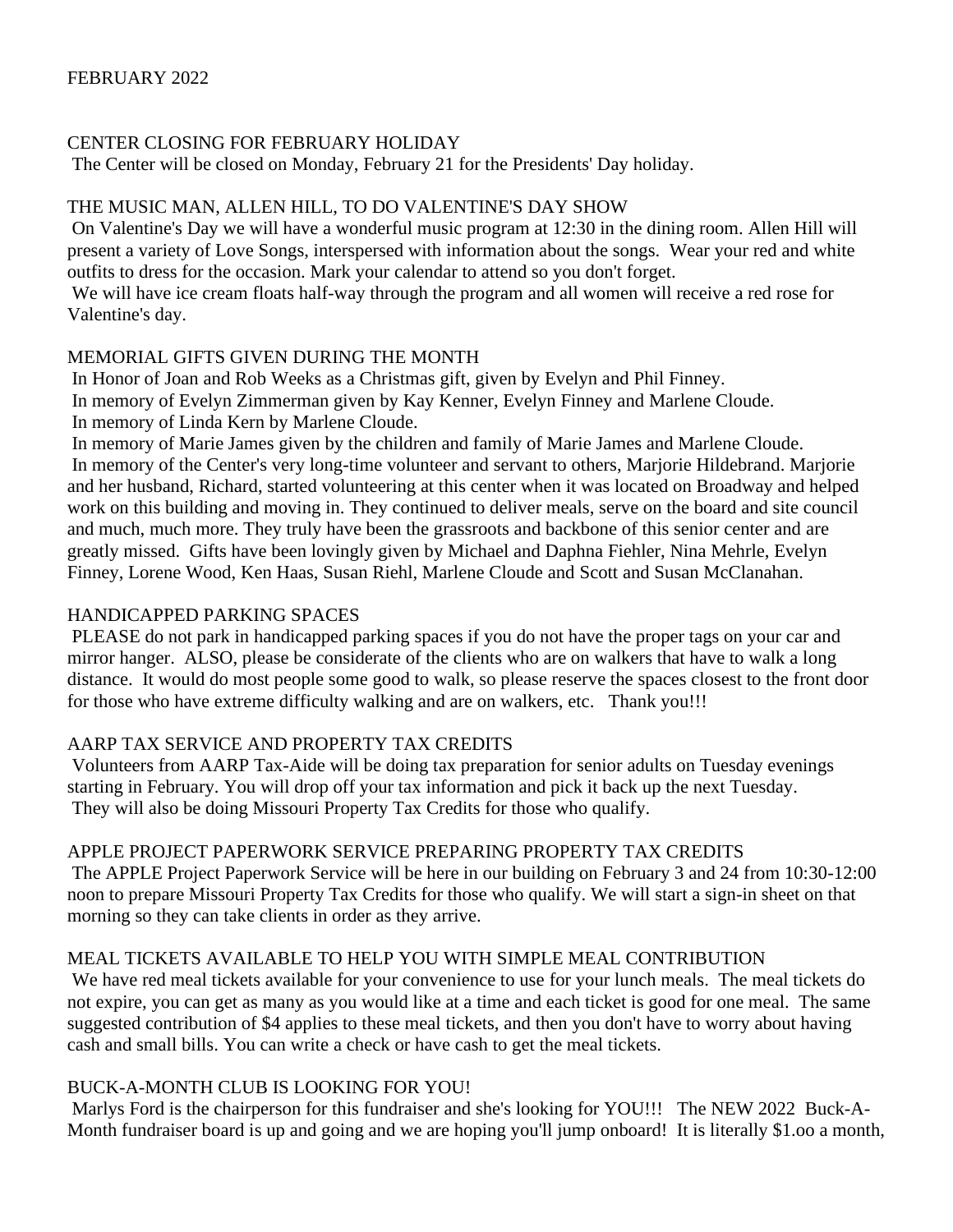FEBRUARY 2022

## CENTER CLOSING FOR FEBRUARY HOLIDAY

The Center will be closed on Monday, February 21 for the Presidents' Day holiday.

## THE MUSIC MAN, ALLEN HILL, TO DO VALENTINE'S DAY SHOW

On Valentine's Day we will have a wonderful music program at 12:30 in the dining room. Allen Hill will present a variety of Love Songs, interspersed with information about the songs. Wear your red and white outfits to dress for the occasion. Mark your calendar to attend so you don't forget.

We will have ice cream floats half-way through the program and all women will receive a red rose for Valentine's day.

## MEMORIAL GIFTS GIVEN DURING THE MONTH

In Honor of Joan and Rob Weeks as a Christmas gift, given by Evelyn and Phil Finney.

In memory of Evelyn Zimmerman given by Kay Kenner, Evelyn Finney and Marlene Cloude.

In memory of Linda Kern by Marlene Cloude.

In memory of Marie James given by the children and family of Marie James and Marlene Cloude.

In memory of the Center's very long-time volunteer and servant to others, Marjorie Hildebrand. Marjorie and her husband, Richard, started volunteering at this center when it was located on Broadway and helped work on this building and moving in. They continued to deliver meals, serve on the board and site council and much, much more. They truly have been the grassroots and backbone of this senior center and are greatly missed. Gifts have been lovingly given by Michael and Daphna Fiehler, Nina Mehrle, Evelyn Finney, Lorene Wood, Ken Haas, Susan Riehl, Marlene Cloude and Scott and Susan McClanahan.

## HANDICAPPED PARKING SPACES

PLEASE do not park in handicapped parking spaces if you do not have the proper tags on your car and mirror hanger. ALSO, please be considerate of the clients who are on walkers that have to walk a long distance. It would do most people some good to walk, so please reserve the spaces closest to the front door for those who have extreme difficulty walking and are on walkers, etc. Thank you!!!

## AARP TAX SERVICE AND PROPERTY TAX CREDITS

Volunteers from AARP Tax-Aide will be doing tax preparation for senior adults on Tuesday evenings starting in February. You will drop off your tax information and pick it back up the next Tuesday.

They will also be doing Missouri Property Tax Credits for those who qualify.

## APPLE PROJECT PAPERWORK SERVICE PREPARING PROPERTY TAX CREDITS

The APPLE Project Paperwork Service will be here in our building on February 3 and 24 from 10:30-12:00 noon to prepare Missouri Property Tax Credits for those who qualify. We will start a sign-in sheet on that morning so they can take clients in order as they arrive.

## MEAL TICKETS AVAILABLE TO HELP YOU WITH SIMPLE MEAL CONTRIBUTION

We have red meal tickets available for your convenience to use for your lunch meals. The meal tickets do not expire, you can get as many as you would like at a time and each ticket is good for one meal. The same suggested contribution of $4 applies to these meal tickets, and then you don't have to worry about having cash and small bills. You can write a check or have cash to get the meal tickets.

## BUCK-A-MONTH CLUB IS LOOKING FOR YOU!

Marlys Ford is the chairperson for this fundraiser and she's looking for YOU!!! The NEW 2022 Buck-A-Month fundraiser board is up and going and we are hoping you'll jump onboard! It is literally $1.oo a month,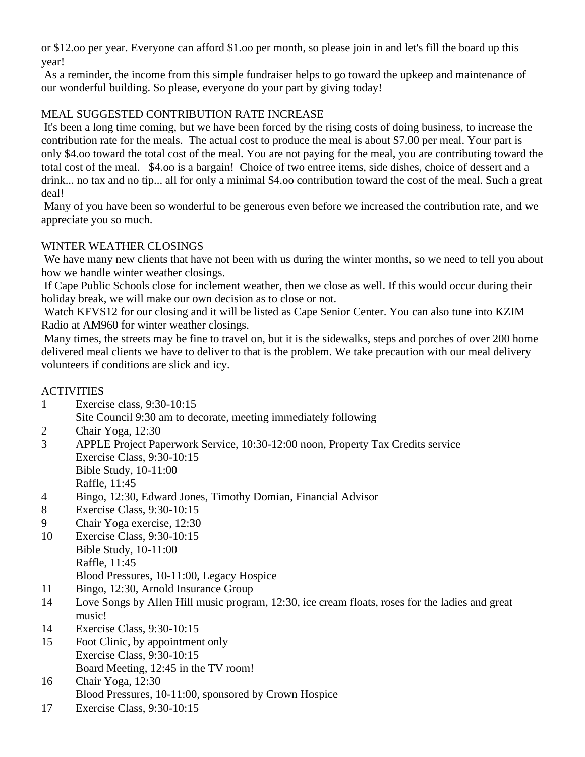or $12.oo per year. Everyone can afford $1.oo per month, so please join in and let's fill the board up this year!

As a reminder, the income from this simple fundraiser helps to go toward the upkeep and maintenance of our wonderful building. So please, everyone do your part by giving today!

## MEAL SUGGESTED CONTRIBUTION RATE INCREASE

It's been a long time coming, but we have been forced by the rising costs of doing business, to increase the contribution rate for the meals. The actual cost to produce the meal is about $7.00 per meal. Your part is only $4.oo toward the total cost of the meal. You are not paying for the meal, you are contributing toward the total cost of the meal. $4.oo is a bargain! Choice of two entree items, side dishes, choice of dessert and a drink... no tax and no tip... all for only a minimal $4.oo contribution toward the cost of the meal. Such a great deal!

Many of you have been so wonderful to be generous even before we increased the contribution rate, and we appreciate you so much.

## WINTER WEATHER CLOSINGS

We have many new clients that have not been with us during the winter months, so we need to tell you about how we handle winter weather closings.

If Cape Public Schools close for inclement weather, then we close as well. If this would occur during their holiday break, we will make our own decision as to close or not.

Watch KFVS12 for our closing and it will be listed as Cape Senior Center. You can also tune into KZIM Radio at AM960 for winter weather closings.

Many times, the streets may be fine to travel on, but it is the sidewalks, steps and porches of over 200 home delivered meal clients we have to deliver to that is the problem. We take precaution with our meal delivery volunteers if conditions are slick and icy.

## ACTIVITIES

1 Exercise class, 9:30-10:15
  Site Council 9:30 am to decorate, meeting immediately following
2 Chair Yoga, 12:30
3 APPLE Project Paperwork Service, 10:30-12:00 noon, Property Tax Credits service
  Exercise Class, 9:30-10:15
  Bible Study, 10-11:00
  Raffle, 11:45
4 Bingo, 12:30, Edward Jones, Timothy Domian, Financial Advisor
8 Exercise Class, 9:30-10:15
9 Chair Yoga exercise, 12:30
10 Exercise Class, 9:30-10:15
  Bible Study, 10-11:00
  Raffle, 11:45
  Blood Pressures, 10-11:00, Legacy Hospice
11 Bingo, 12:30, Arnold Insurance Group
14 Love Songs by Allen Hill music program, 12:30, ice cream floats, roses for the ladies and great music!
14 Exercise Class, 9:30-10:15
15 Foot Clinic, by appointment only
  Exercise Class, 9:30-10:15
  Board Meeting, 12:45 in the TV room!
16 Chair Yoga, 12:30
  Blood Pressures, 10-11:00, sponsored by Crown Hospice
17 Exercise Class, 9:30-10:15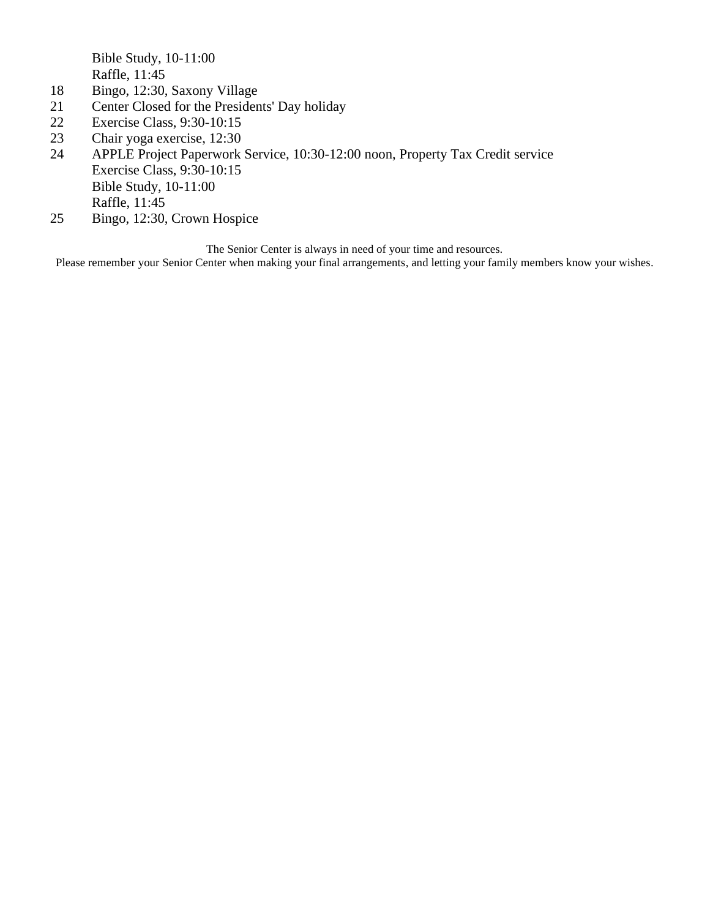Bible Study, 10-11:00
Raffle, 11:45

18 Bingo, 12:30, Saxony Village
21 Center Closed for the Presidents' Day holiday
22 Exercise Class, 9:30-10:15
23 Chair yoga exercise, 12:30
24 APPLE Project Paperwork Service, 10:30-12:00 noon, Property Tax Credit service
Exercise Class, 9:30-10:15
Bible Study, 10-11:00
Raffle, 11:45
25 Bingo, 12:30, Crown Hospice

The Senior Center is always in need of your time and resources.
Please remember your Senior Center when making your final arrangements, and letting your family members know your wishes.